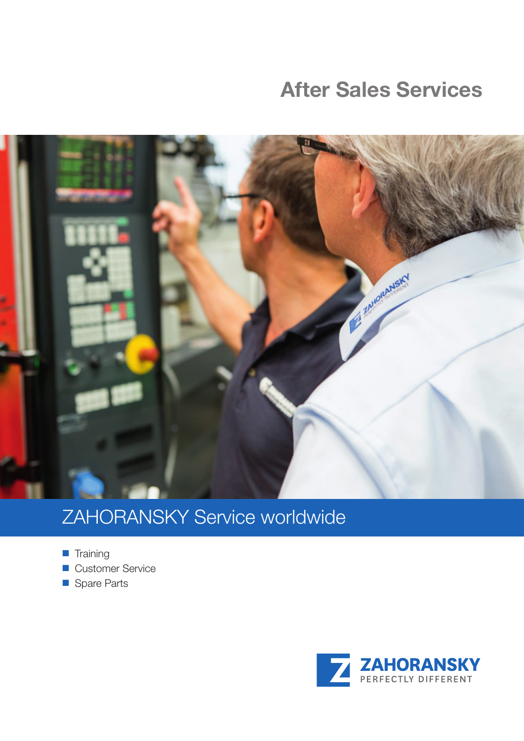# After Sales Services

## ZAHORANSKY Service worldwide

- Training
- Customer Service
- Spare Parts

ZAHORANSKY
PERFECTLY DIFFERENT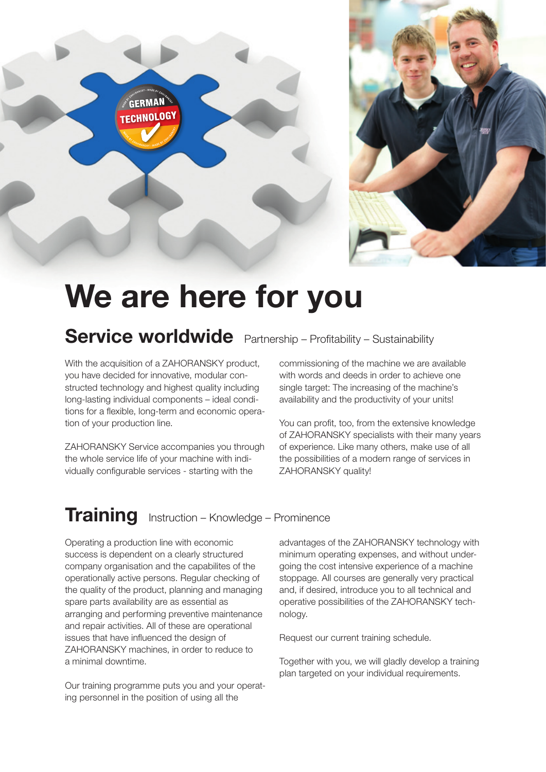# We are here for you

## Service worldwide

Partnership – Profitability – Sustainability

With the acquisition of a ZAHORANSKY product, you have decided for innovative, modular constructed technology and highest quality including long-lasting individual components – ideal conditions for a flexible, long-term and economic operation of your production line.

ZAHORANSKY Service accompanies you through the whole service life of your machine with individually configurable services - starting with the commissioning of the machine we are available with words and deeds in order to achieve one single target: The increasing of the machine's availability and the productivity of your units!

You can profit, too, from the extensive knowledge of ZAHORANSKY specialists with their many years of experience. Like many others, make use of all the possibilities of a modern range of services in ZAHORANSKY quality!

## Training

Instruction – Knowledge – Prominence

Operating a production line with economic success is dependent on a clearly structured company organisation and the capabilites of the operationally active persons. Regular checking of the quality of the product, planning and managing spare parts availability are as essential as arranging and performing preventive maintenance and repair activities. All of these are operational issues that have influenced the design of ZAHORANSKY machines, in order to reduce to a minimal downtime.

Our training programme puts you and your operating personnel in the position of using all the advantages of the ZAHORANSKY technology with minimum operating expenses, and without undergoing the cost intensive experience of a machine stoppage. All courses are generally very practical and, if desired, introduce you to all technical and operative possibilities of the ZAHORANSKY technology.

Request our current training schedule.

Together with you, we will gladly develop a training plan targeted on your individual requirements.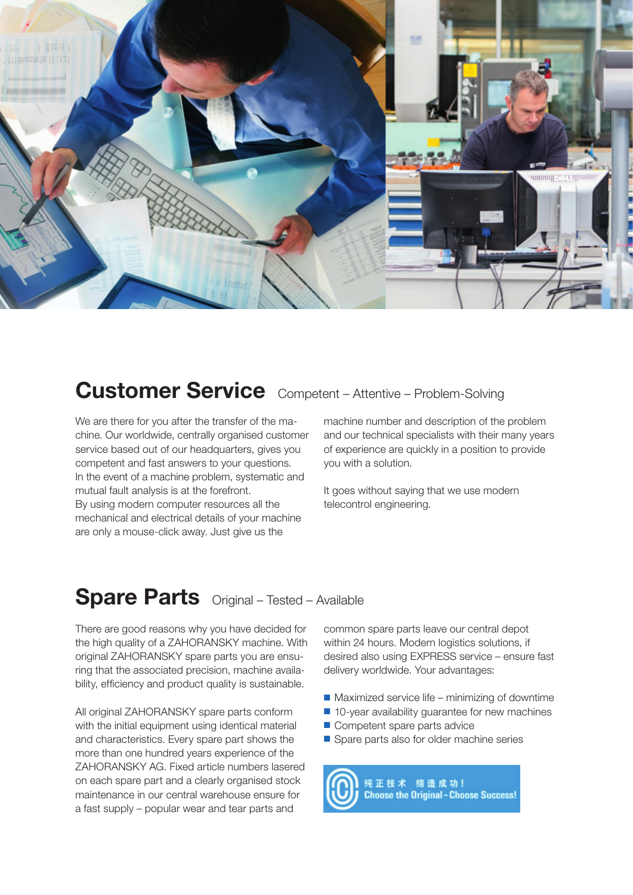## Customer Service Competent – Attentive – Problem-Solving

We are there for you after the transfer of the machine. Our worldwide, centrally organised customer service based out of our headquarters, gives you competent and fast answers to your questions. In the event of a machine problem, systematic and mutual fault analysis is at the forefront. By using modern computer resources all the mechanical and electrical details of your machine are only a mouse-click away. Just give us the machine number and description of the problem and our technical specialists with their many years of experience are quickly in a position to provide you with a solution.

It goes without saying that we use modern telecontrol engineering.

## Spare Parts Original – Tested – Available

There are good reasons why you have decided for the high quality of a ZAHORANSKY machine. With original ZAHORANSKY spare parts you are ensuring that the associated precision, machine availability, efficiency and product quality is sustainable.

All original ZAHORANSKY spare parts conform with the initial equipment using identical material and characteristics. Every spare part shows the more than one hundred years experience of the ZAHORANSKY AG. Fixed article numbers lasered on each spare part and a clearly organised stock maintenance in our central warehouse ensure for a fast supply – popular wear and tear parts and common spare parts leave our central depot within 24 hours. Modern logistics solutions, if desired also using EXPRESS service – ensure fast delivery worldwide. Your advantages:

- Maximized service life – minimizing of downtime
- 10-year availability guarantee for new machines
- Competent spare parts advice
- Spare parts also for older machine series

纯正技术 缔造成功！
Choose the Original - Choose Success!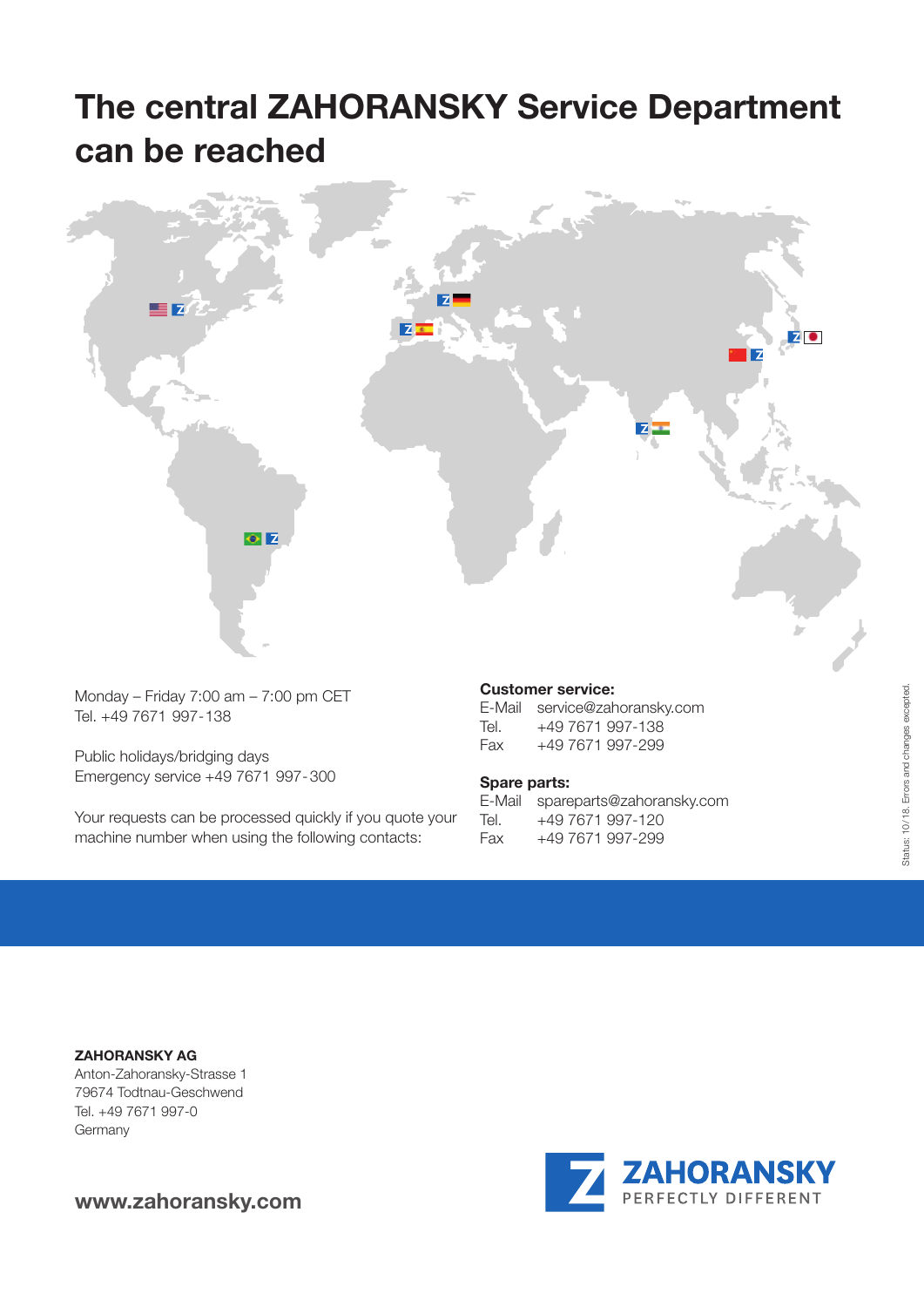# The central ZAHORANSKY Service Department can be reached

Monday – Friday 7:00 am – 7:00 pm CET
Tel. +49 7671 997-138

Public holidays/bridging days
Emergency service +49 7671 997-300

Your requests can be processed quickly if you quote your machine number when using the following contacts:

**Customer service:**

E-Mail service@zahoransky.com
Tel. +49 7671 997-138
Fax +49 7671 997-299

**Spare parts:**

E-Mail spareparts@zahoransky.com
Tel. +49 7671 997-120
Fax +49 7671 997-299

Status: 10/18. Errors and changes excepted.

**ZAHORANSKY AG**
Anton-Zahoransky-Strasse 1
79674 Todtnau-Geschwend
Tel. +49 7671 997-0
Germany

**www.zahoransky.com**

ZAHORANSKY
PERFECTLY DIFFERENT